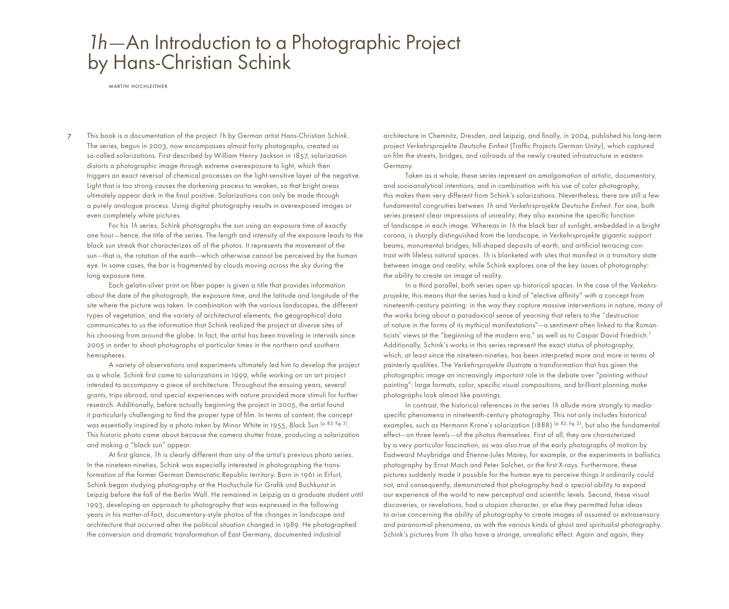# *1h*—An Introduction to a Photographic Project by Hans-Christian Schink

MARTIN HOCHLEITNER

This book is a documentation of the project *1h* by German artist Hans-Christian Schink. The series, begun in 2003, now encompasses almost forty photographs, created as so-called solarizations. First described by William Henry Jackson in 1857, solarization distorts a photographic image through extreme overexposure to light, which then triggers an exact reversal of chemical processes on the light-sensitive layer of the negative. Light that is too strong causes the darkening process to weaken, so that bright areas ultimately appear dark in the final positive. Solarizations can only be made through a purely analogue process. Using digital photography results in overexposed images or even completely white pictures.

For his *1h* series, Schink photographs the sun using an exposure time of exactly one hour—hence, the title of the series. The length and intensity of the exposure leads to the black sun streak that characterizes all of the photos. It represents the movement of the sun—that is, the rotation of the earth—which otherwise cannot be perceived by the human eye. In some cases, the bar is fragmented by clouds moving across the sky during the long exposure time.

Each gelatin-silver print on fiber paper is given a title that provides information about the date of the photograph, the exposure time, and the latitude and longitude of the site where the picture was taken. In combination with the various landscapes, the different types of vegetation, and the variety of architectural elements, the geographical data communicates to us the information that Schink realized the project at diverse sites of his choosing from around the globe. In fact, the artist has been traveling in intervals since 2005 in order to shoot photographs at particular times in the northern and southern hemispheres.

A variety of observations and experiments ultimately led him to develop the project as a whole. Schink first came to solarizations in 1999, while working on an art project intended to accompany a piece of architecture. Throughout the ensuing years, several grants, trips abroad, and special experiences with nature provided more stimuli for further research. Additionally, before actually beginning the project in 2005, the artist found it particularly challenging to find the proper type of film. In terms of content, the concept was essentially inspired by a photo taken by Minor White in 1955, *Black Sun* (p. 83, fig. 3). This historic photo came about because the camera shutter froze, producing a solarization and making a "black sun" appear.

At first glance, *1h* is clearly different than any of the artist's previous photo series. In the nineteen-nineties, Schink was especially interested in photographing the transformation of the former German Democratic Republic territory. Born in 1961 in Erfurt, Schink began studying photography at the Hochschule für Grafik und Buchkunst in Leipzig before the fall of the Berlin Wall. He remained in Leipzig as a graduate student until 1993, developing an approach to photography that was expressed in the following years in his matter-of-fact, documentary-style photos of the changes in landscape and architecture that occurred after the political situation changed in 1989. He photographed the conversion and dramatic transformation of East Germany, documented industrial architecture in Chemnitz, Dresden, and Leipzig, and finally, in 2004, published his long-term project *Verkehrsprojekte Deutsche Einheit* (Traffic Projects German Unity), which captured on film the streets, bridges, and railroads of the newly created infrastructure in eastern Germany.

Taken as a whole, these series represent an amalgamation of artistic, documentary, and socioanalytical intentions, and in combination with his use of color photography, this makes them very different from Schink's solarizations. Nevertheless, there are still a few fundamental congruities between *1h* and *Verkehrsprojekte Deutsche Einheit*. For one, both series present clear impressions of unreality; they also examine the specific function of landscape in each image. Whereas in *1h* the black bar of sunlight, embedded in a bright corona, is sharply distinguished from the landscape, in *Verkehrsprojekte* gigantic support beams, monumental bridges, hill-shaped deposits of earth, and artificial terracing contrast with lifeless natural spaces. *1h* is blanketed with sites that manifest in a transitory state between image and reality, while Schink explores one of the key issues of photography: the ability to create an image of reality.

In a third parallel, both series open up historical spaces. In the case of the *Verkehrsprojekte*, this means that the series had a kind of "elective affinity" with a concept from nineteenth-century painting: in the way they capture massive interventions in nature, many of the works bring about a paradoxical sense of yearning that refers to the "destruction of nature in the forms of its mythical manifestations"—a sentiment often linked to the Romanticists' views at the "beginning of the modern era," as well as to Caspar David Friedrich.[1] Additionally, Schink's works in this series represent the exact status of photography, which, at least since the nineteen-nineties, has been interpreted more and more in terms of painterly qualities. The *Verkehrsprojekte* illustrate a transformation that has given the photographic image an increasingly important role in the debate over "painting without painting": large formats, color, specific visual compositions, and brilliant planning make photographs look almost like paintings.

In contrast, the historical references in the series *1h* allude more strongly to media-specific phenomena in nineteenth-century photography. This not only includes historical examples, such as Hermann Krone's solarization (1888) (p. 82, fig. 2), but also the fundamental effect—on three levels—of the photos themselves. First of all, they are characterized by a very particular fascination, as was also true of the early photographs of motion by Eadweard Muybridge and Étienne-Jules Marey, for example, or the experiments in ballistics photography by Ernst Mach and Peter Salcher, or the first X-rays. Furthermore, these pictures suddenly made it possible for the human eye to perceive things it ordinarily could not, and consequently, demonstrated that photography had a special ability to expand our experience of the world to new perceptual and scientific levels. Second, these visual discoveries, or revelations, had a utopian character, or else they permitted false ideas to arise concerning the ability of photography to create images of assumed or extrasensory and paranormal phenomena, as with the various kinds of ghost and spiritualist photography. Schink's pictures from *1h* also have a strange, unrealistic effect. Again and again, they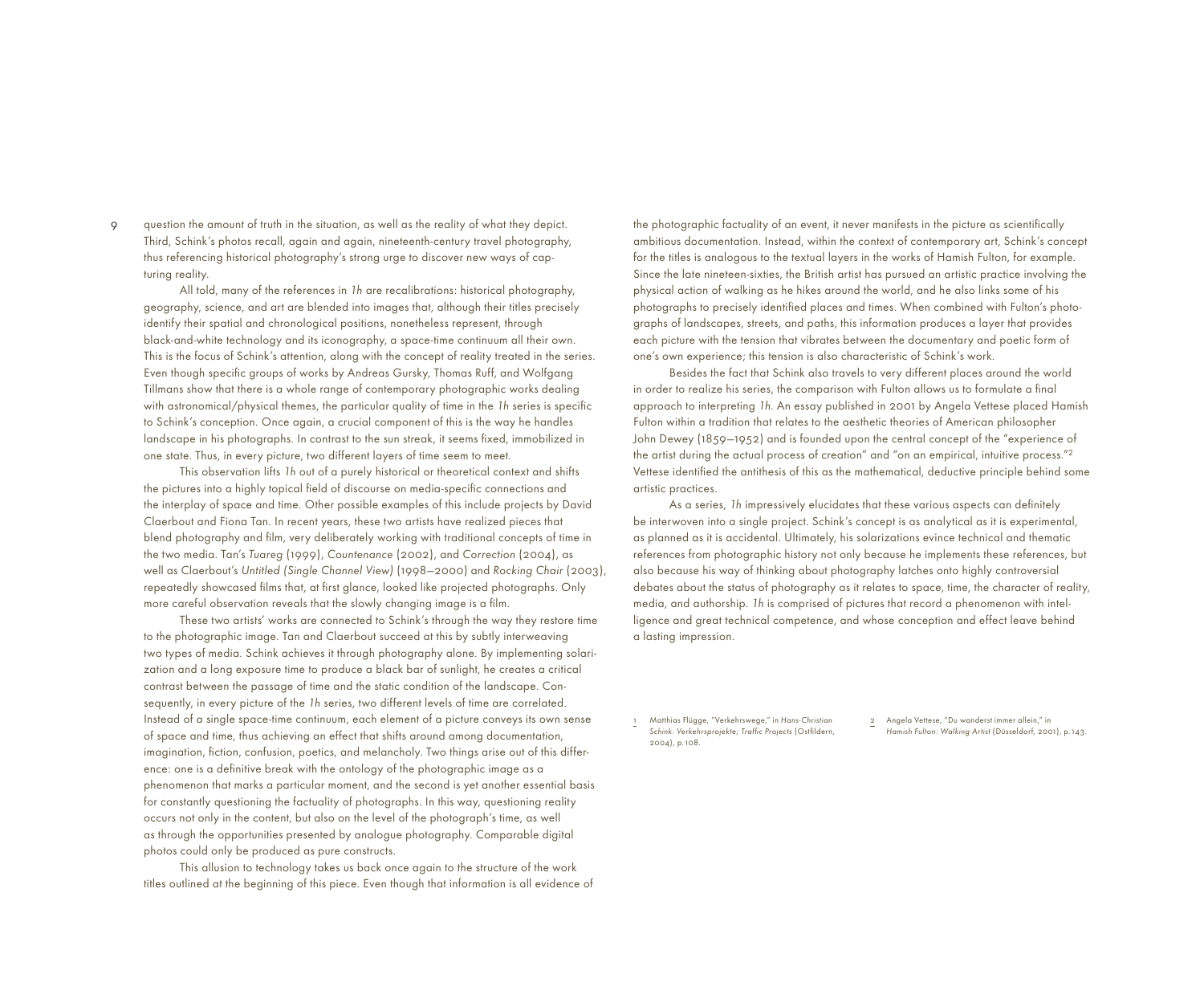question the amount of truth in the situation, as well as the reality of what they depict. Third, Schink's photos recall, again and again, nineteenth-century travel photography, thus referencing historical photography's strong urge to discover new ways of capturing reality.

All told, many of the references in *1h* are recalibrations: historical photography, geography, science, and art are blended into images that, although their titles precisely identify their spatial and chronological positions, nonetheless represent, through black-and-white technology and its iconography, a space-time continuum all their own. This is the focus of Schink's attention, along with the concept of reality treated in the series. Even though specific groups of works by Andreas Gursky, Thomas Ruff, and Wolfgang Tillmans show that there is a whole range of contemporary photographic works dealing with astronomical/physical themes, the particular quality of time in the *1h* series is specific to Schink's conception. Once again, a crucial component of this is the way he handles landscape in his photographs. In contrast to the sun streak, it seems fixed, immobilized in one state. Thus, in every picture, two different layers of time seem to meet.

This observation lifts *1h* out of a purely historical or theoretical context and shifts the pictures into a highly topical field of discourse on media-specific connections and the interplay of space and time. Other possible examples of this include projects by David Claerbout and Fiona Tan. In recent years, these two artists have realized pieces that blend photography and film, very deliberately working with traditional concepts of time in the two media. Tan's *Tuareg* (1999), *Countenance* (2002), and *Correction* (2004), as well as Claerbout's *Untitled (Single Channel View)* (1998–2000) and *Rocking Chair* (2003), repeatedly showcased films that, at first glance, looked like projected photographs. Only more careful observation reveals that the slowly changing image is a film.

These two artists' works are connected to Schink's through the way they restore time to the photographic image. Tan and Claerbout succeed at this by subtly interweaving two types of media. Schink achieves it through photography alone. By implementing solarization and a long exposure time to produce a black bar of sunlight, he creates a critical contrast between the passage of time and the static condition of the landscape. Consequently, in every picture of the *1h* series, two different levels of time are correlated. Instead of a single space-time continuum, each element of a picture conveys its own sense of space and time, thus achieving an effect that shifts around among documentation, imagination, fiction, confusion, poetics, and melancholy. Two things arise out of this difference: one is a definitive break with the ontology of the photographic image as a phenomenon that marks a particular moment, and the second is yet another essential basis for constantly questioning the factuality of photographs. In this way, questioning reality occurs not only in the content, but also on the level of the photograph's time, as well as through the opportunities presented by analogue photography. Comparable digital photos could only be produced as pure constructs.

This allusion to technology takes us back once again to the structure of the work titles outlined at the beginning of this piece. Even though that information is all evidence of the photographic factuality of an event, it never manifests in the picture as scientifically ambitious documentation. Instead, within the context of contemporary art, Schink's concept for the titles is analogous to the textual layers in the works of Hamish Fulton, for example. Since the late nineteen-sixties, the British artist has pursued an artistic practice involving the physical action of walking as he hikes around the world, and he also links some of his photographs to precisely identified places and times. When combined with Fulton's photographs of landscapes, streets, and paths, this information produces a layer that provides each picture with the tension that vibrates between the documentary and poetic form of one's own experience; this tension is also characteristic of Schink's work.

Besides the fact that Schink also travels to very different places around the world in order to realize his series, the comparison with Fulton allows us to formulate a final approach to interpreting *1h*. An essay published in 2001 by Angela Vettese placed Hamish Fulton within a tradition that relates to the aesthetic theories of American philosopher John Dewey (1859–1952) and is founded upon the central concept of the "experience of the artist during the actual process of creation" and "on an empirical, intuitive process."[2] Vettese identified the antithesis of this as the mathematical, deductive principle behind some artistic practices.

As a series, *1h* impressively elucidates that these various aspects can definitely be interwoven into a single project. Schink's concept is as analytical as it is experimental, as planned as it is accidental. Ultimately, his solarizations evince technical and thematic references from photographic history not only because he implements these references, but also because his way of thinking about photography latches onto highly controversial debates about the status of photography as it relates to space, time, the character of reality, media, and authorship. *1h* is comprised of pictures that record a phenomenon with intelligence and great technical competence, and whose conception and effect leave behind a lasting impression.

1 Matthias Flügge, "Verkehrswege," in *Hans-Christian Schink: Verkehrsprojekte; Traffic Projects* (Ostfildern, 2004), p. 108.

2 Angela Vettese, "Du wanderst immer allein," in *Hamish Fulton: Walking Artist* (Düsseldorf, 2001), p. 143.